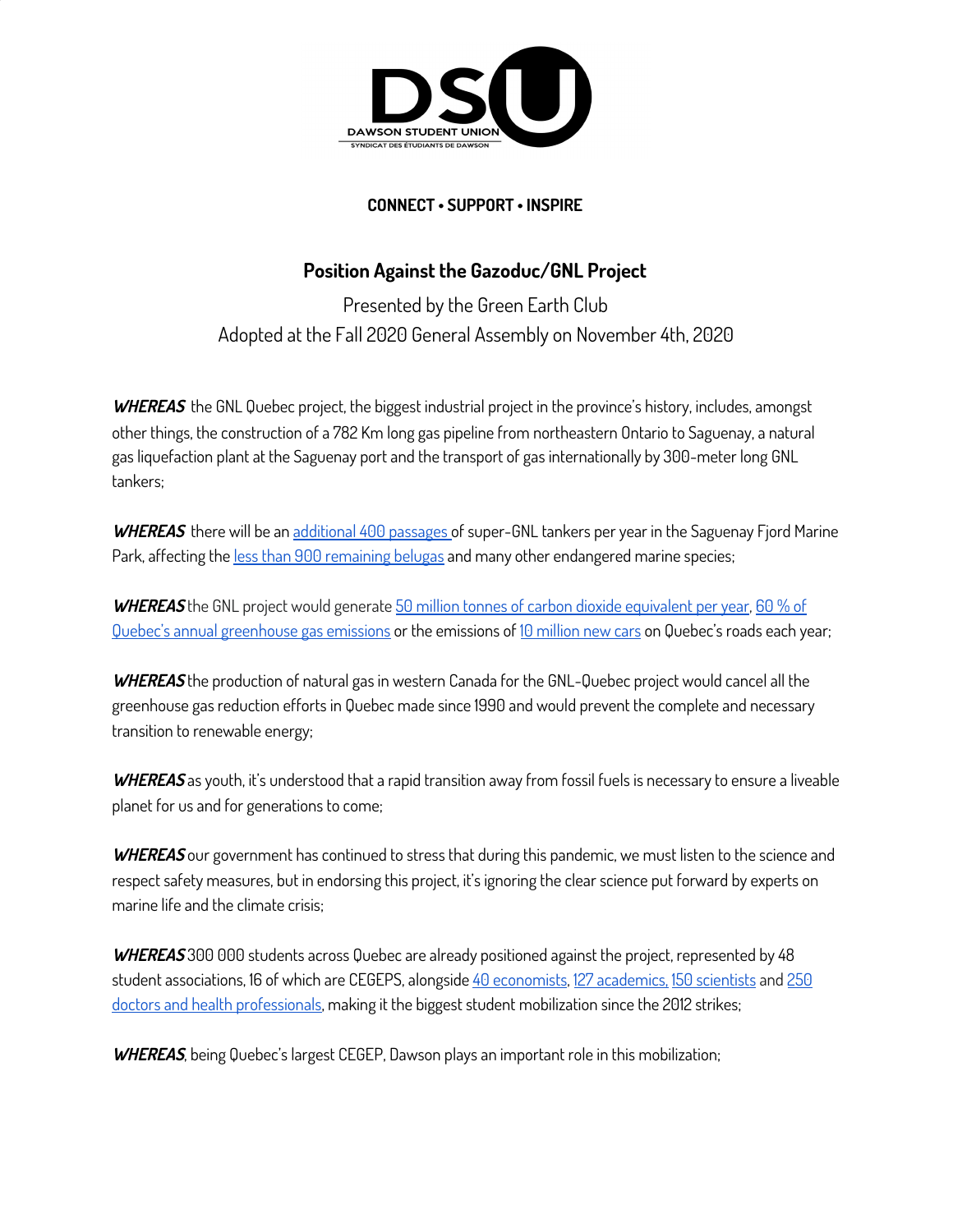DAWSON STUDENT UNION

SYNDICAT DES ÉTUDIANTS DE DAWSON

**CONNECT • SUPPORT • INSPIRE**

# Position Against the Gazoduc/GNL Project

Presented by the Green Earth Club

Adopted at the Fall 2020 General Assembly on November 4th, 2020

***WHEREAS*** the GNL Quebec project, the biggest industrial project in the province's history, includes, amongst other things, the construction of a 782 Km long gas pipeline from northeastern Ontario to Saguenay, a natural gas liquefaction plant at the Saguenay port and the transport of gas internationally by 300-meter long GNL tankers;

***WHEREAS*** there will be an additional 400 passages of super-GNL tankers per year in the Saguenay Fjord Marine Park, affecting the less than 900 remaining belugas and many other endangered marine species;

***WHEREAS*** the GNL project would generate 50 million tonnes of carbon dioxide equivalent per year, 60 % of Quebec's annual greenhouse gas emissions or the emissions of 10 million new cars on Quebec's roads each year;

***WHEREAS*** the production of natural gas in western Canada for the GNL-Quebec project would cancel all the greenhouse gas reduction efforts in Quebec made since 1990 and would prevent the complete and necessary transition to renewable energy;

***WHEREAS*** as youth, it's understood that a rapid transition away from fossil fuels is necessary to ensure a liveable planet for us and for generations to come;

***WHEREAS*** our government has continued to stress that during this pandemic, we must listen to the science and respect safety measures, but in endorsing this project, it's ignoring the clear science put forward by experts on marine life and the climate crisis;

***WHEREAS*** 300 000 students across Quebec are already positioned against the project, represented by 48 student associations, 16 of which are CEGEPS, alongside 40 economists, 127 academics, 150 scientists and 250 doctors and health professionals, making it the biggest student mobilization since the 2012 strikes;

***WHEREAS***, being Quebec's largest CEGEP, Dawson plays an important role in this mobilization;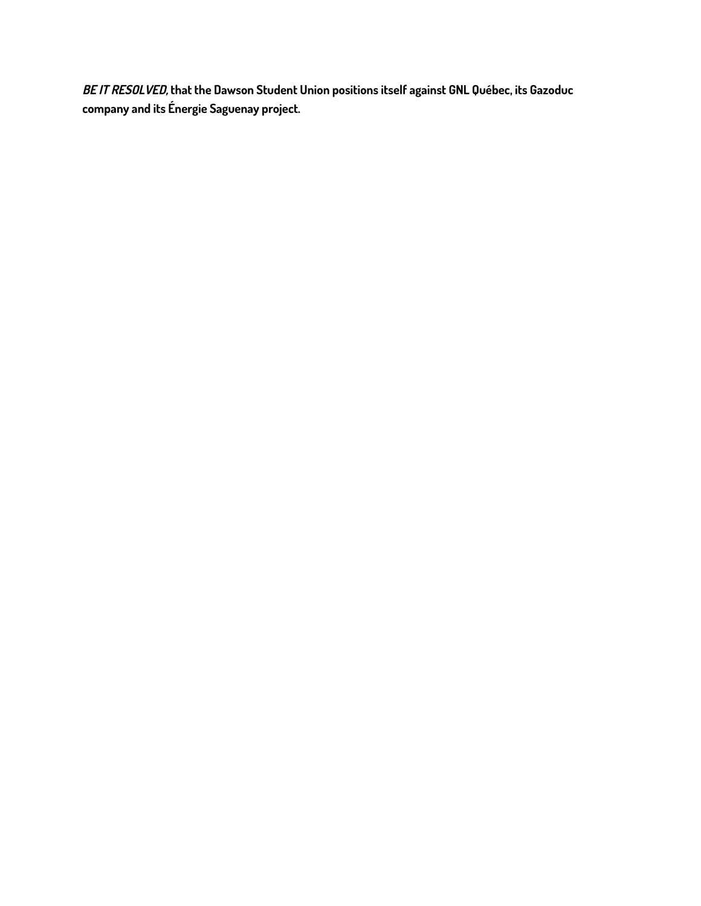***BE IT RESOLVED,*** **that the Dawson Student Union positions itself against GNL Québec, its Gazoduc company and its Énergie Saguenay project.**